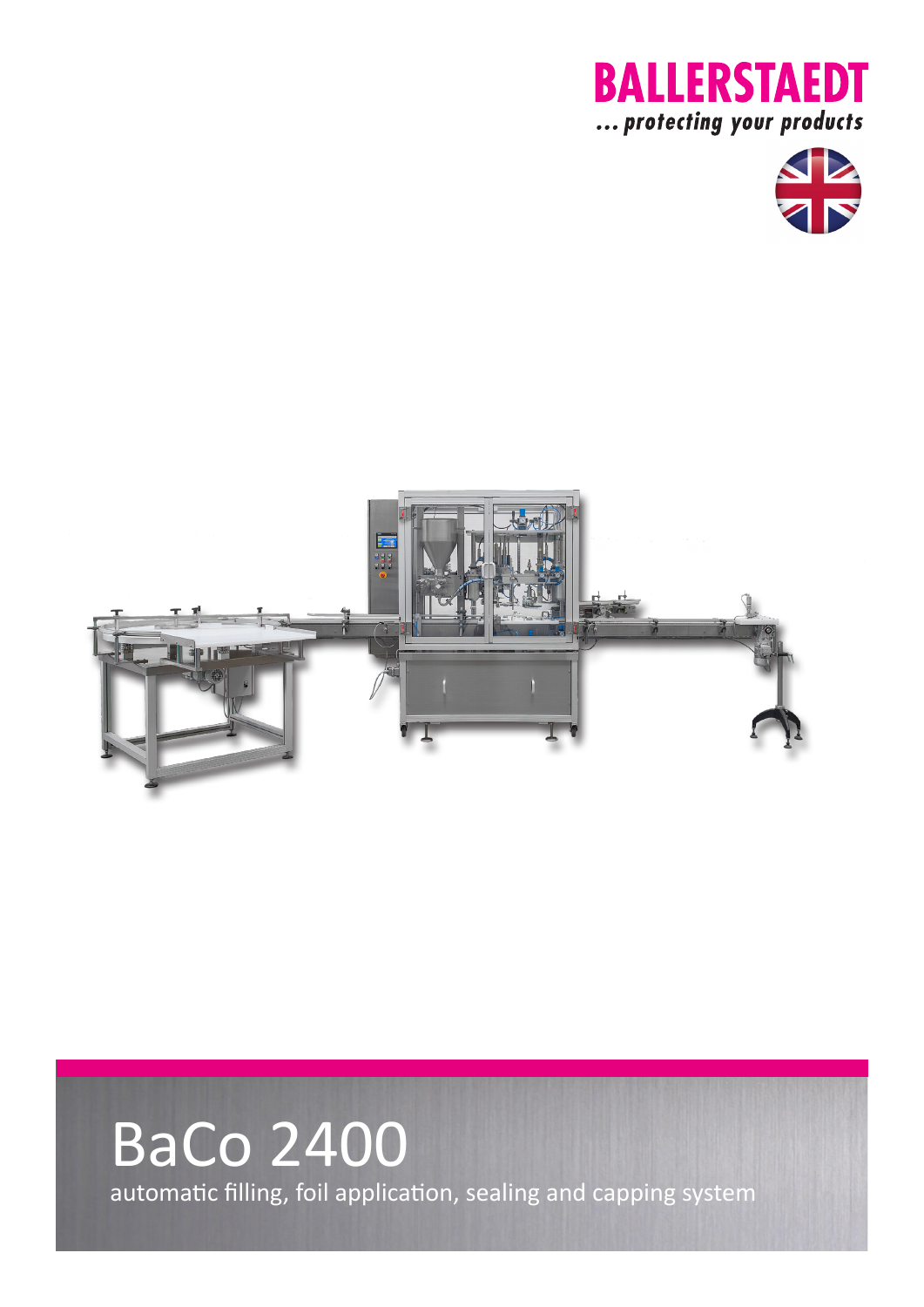**BALLERSTAEDT**

*... protecting your products*

# BaCo 2400

automatic filling, foil application, sealing and capping system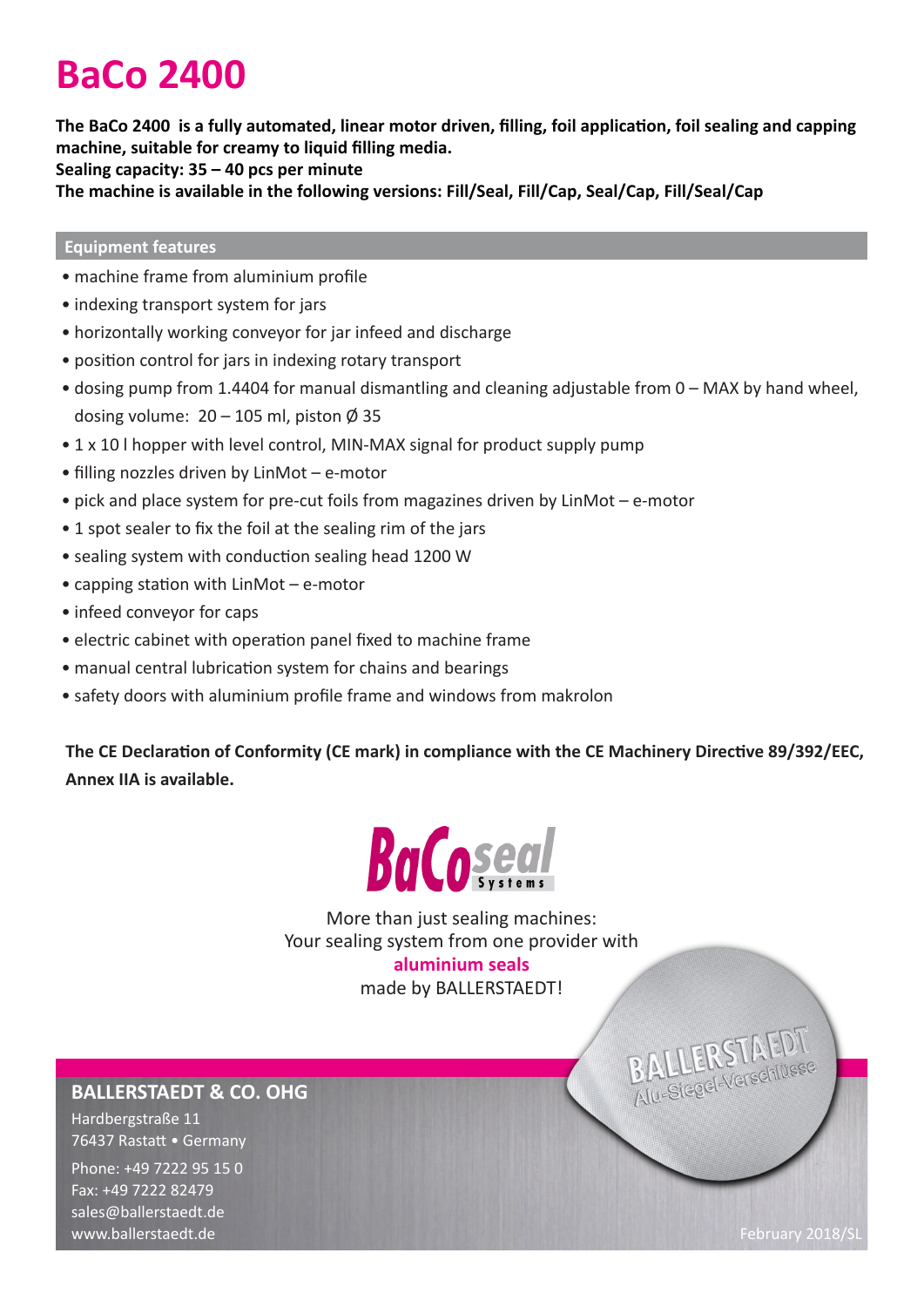# BaCo 2400

**The BaCo 2400 is a fully automated, linear motor driven, filling, foil application, foil sealing and capping machine, suitable for creamy to liquid filling media.**
**Sealing capacity: 35 – 40 pcs per minute**
**The machine is available in the following versions: Fill/Seal, Fill/Cap, Seal/Cap, Fill/Seal/Cap**

## Equipment features

- machine frame from aluminium profile
- indexing transport system for jars
- horizontally working conveyor for jar infeed and discharge
- position control for jars in indexing rotary transport
- dosing pump from 1.4404 for manual dismantling and cleaning adjustable from 0 – MAX by hand wheel, dosing volume: 20 – 105 ml, piston Ø 35
- 1 x 10 l hopper with level control, MIN-MAX signal for product supply pump
- filling nozzles driven by LinMot – e-motor
- pick and place system for pre-cut foils from magazines driven by LinMot – e-motor
- 1 spot sealer to fix the foil at the sealing rim of the jars
- sealing system with conduction sealing head 1200 W
- capping station with LinMot – e-motor
- infeed conveyor for caps
- electric cabinet with operation panel fixed to machine frame
- manual central lubrication system for chains and bearings
- safety doors with aluminium profile frame and windows from makrolon

**The CE Declaration of Conformity (CE mark) in compliance with the CE Machinery Directive 89/392/EEC, Annex IIA is available.**

BaCo seal Systems

More than just sealing machines:
Your sealing system from one provider with
**aluminium seals**
made by BALLERSTAEDT!

BALLERSTAEDT
Alu-Siegel-Verschlüsse

**BALLERSTAEDT & CO. OHG**
Hardbergstraße 11
76437 Rastatt • Germany
Phone: +49 7222 95 15 0
Fax: +49 7222 82479
sales@ballerstaedt.de
www.ballerstaedt.de

February 2018/SL